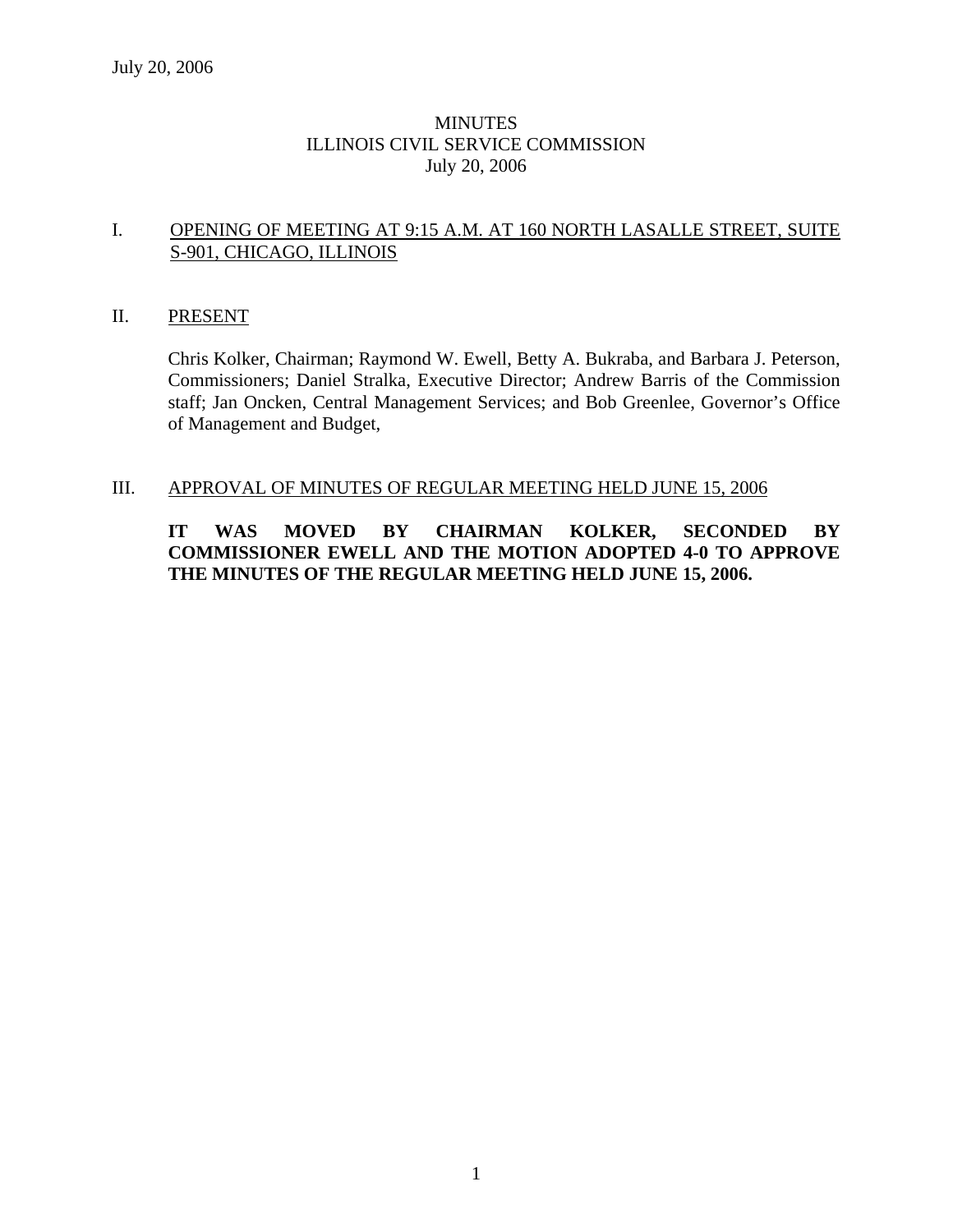July 20, 2006

# MINUTES
## ILLINOIS CIVIL SERVICE COMMISSION
### July 20, 2006

I. OPENING OF MEETING AT 9:15 A.M. AT 160 NORTH LASALLE STREET, SUITE S-901, CHICAGO, ILLINOIS

II. PRESENT

Chris Kolker, Chairman; Raymond W. Ewell, Betty A. Bukraba, and Barbara J. Peterson, Commissioners; Daniel Stralka, Executive Director; Andrew Barris of the Commission staff; Jan Oncken, Central Management Services; and Bob Greenlee, Governor's Office of Management and Budget,

III. APPROVAL OF MINUTES OF REGULAR MEETING HELD JUNE 15, 2006

**IT WAS MOVED BY CHAIRMAN KOLKER, SECONDED BY COMMISSIONER EWELL AND THE MOTION ADOPTED 4-0 TO APPROVE THE MINUTES OF THE REGULAR MEETING HELD JUNE 15, 2006.**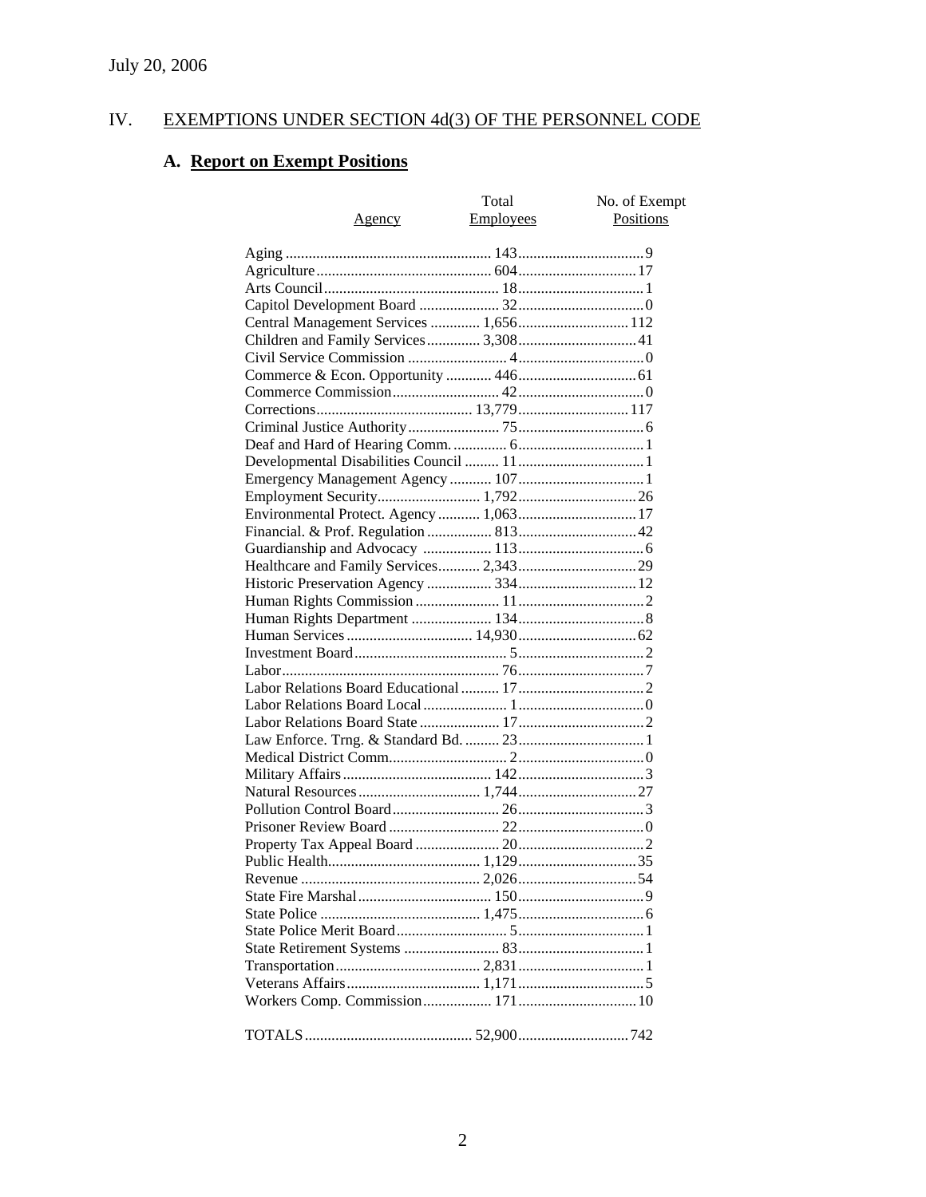July 20, 2006

## IV. EXEMPTIONS UNDER SECTION 4d(3) OF THE PERSONNEL CODE

### A. Report on Exempt Positions

| Agency | Total Employees | No. of Exempt Positions |
|---|---|---|
| Aging | 143 | 9 |
| Agriculture | 604 | 17 |
| Arts Council | 18 | 1 |
| Capitol Development Board | 32 | 0 |
| Central Management Services | 1,656 | 112 |
| Children and Family Services | 3,308 | 41 |
| Civil Service Commission | 4 | 0 |
| Commerce & Econ. Opportunity | 446 | 61 |
| Commerce Commission | 42 | 0 |
| Corrections | 13,779 | 117 |
| Criminal Justice Authority | 75 | 6 |
| Deaf and Hard of Hearing Comm. | 6 | 1 |
| Developmental Disabilities Council | 11 | 1 |
| Emergency Management Agency | 107 | 1 |
| Employment Security | 1,792 | 26 |
| Environmental Protect. Agency | 1,063 | 17 |
| Financial. & Prof. Regulation | 813 | 42 |
| Guardianship and Advocacy | 113 | 6 |
| Healthcare and Family Services | 2,343 | 29 |
| Historic Preservation Agency | 334 | 12 |
| Human Rights Commission | 11 | 2 |
| Human Rights Department | 134 | 8 |
| Human Services | 14,930 | 62 |
| Investment Board | 5 | 2 |
| Labor | 76 | 7 |
| Labor Relations Board Educational | 17 | 2 |
| Labor Relations Board Local | 1 | 0 |
| Labor Relations Board State | 17 | 2 |
| Law Enforce. Trng. & Standard Bd. | 23 | 1 |
| Medical District Comm. | 2 | 0 |
| Military Affairs | 142 | 3 |
| Natural Resources | 1,744 | 27 |
| Pollution Control Board | 26 | 3 |
| Prisoner Review Board | 22 | 0 |
| Property Tax Appeal Board | 20 | 2 |
| Public Health | 1,129 | 35 |
| Revenue | 2,026 | 54 |
| State Fire Marshal | 150 | 9 |
| State Police | 1,475 | 6 |
| State Police Merit Board | 5 | 1 |
| State Retirement Systems | 83 | 1 |
| Transportation | 2,831 | 1 |
| Veterans Affairs | 1,171 | 5 |
| Workers Comp. Commission | 171 | 10 |
| TOTALS | 52,900 | 742 |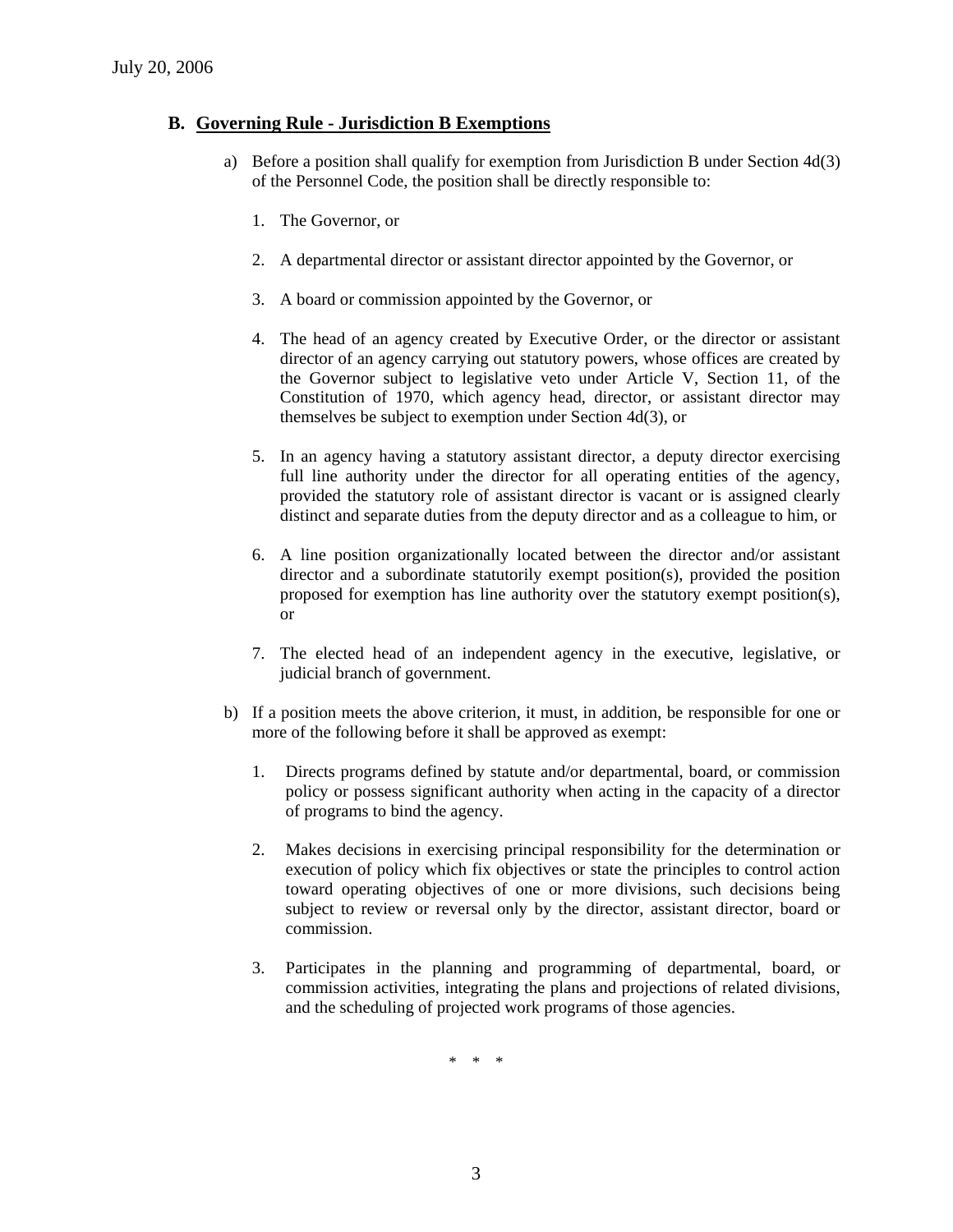## B. Governing Rule - Jurisdiction B Exemptions

a) Before a position shall qualify for exemption from Jurisdiction B under Section 4d(3) of the Personnel Code, the position shall be directly responsible to:

1. The Governor, or

2. A departmental director or assistant director appointed by the Governor, or

3. A board or commission appointed by the Governor, or

4. The head of an agency created by Executive Order, or the director or assistant director of an agency carrying out statutory powers, whose offices are created by the Governor subject to legislative veto under Article V, Section 11, of the Constitution of 1970, which agency head, director, or assistant director may themselves be subject to exemption under Section 4d(3), or

5. In an agency having a statutory assistant director, a deputy director exercising full line authority under the director for all operating entities of the agency, provided the statutory role of assistant director is vacant or is assigned clearly distinct and separate duties from the deputy director and as a colleague to him, or

6. A line position organizationally located between the director and/or assistant director and a subordinate statutorily exempt position(s), provided the position proposed for exemption has line authority over the statutory exempt position(s), or

7. The elected head of an independent agency in the executive, legislative, or judicial branch of government.

b) If a position meets the above criterion, it must, in addition, be responsible for one or more of the following before it shall be approved as exempt:

1. Directs programs defined by statute and/or departmental, board, or commission policy or possess significant authority when acting in the capacity of a director of programs to bind the agency.

2. Makes decisions in exercising principal responsibility for the determination or execution of policy which fix objectives or state the principles to control action toward operating objectives of one or more divisions, such decisions being subject to review or reversal only by the director, assistant director, board or commission.

3. Participates in the planning and programming of departmental, board, or commission activities, integrating the plans and projections of related divisions, and the scheduling of projected work programs of those agencies.

\* \* \*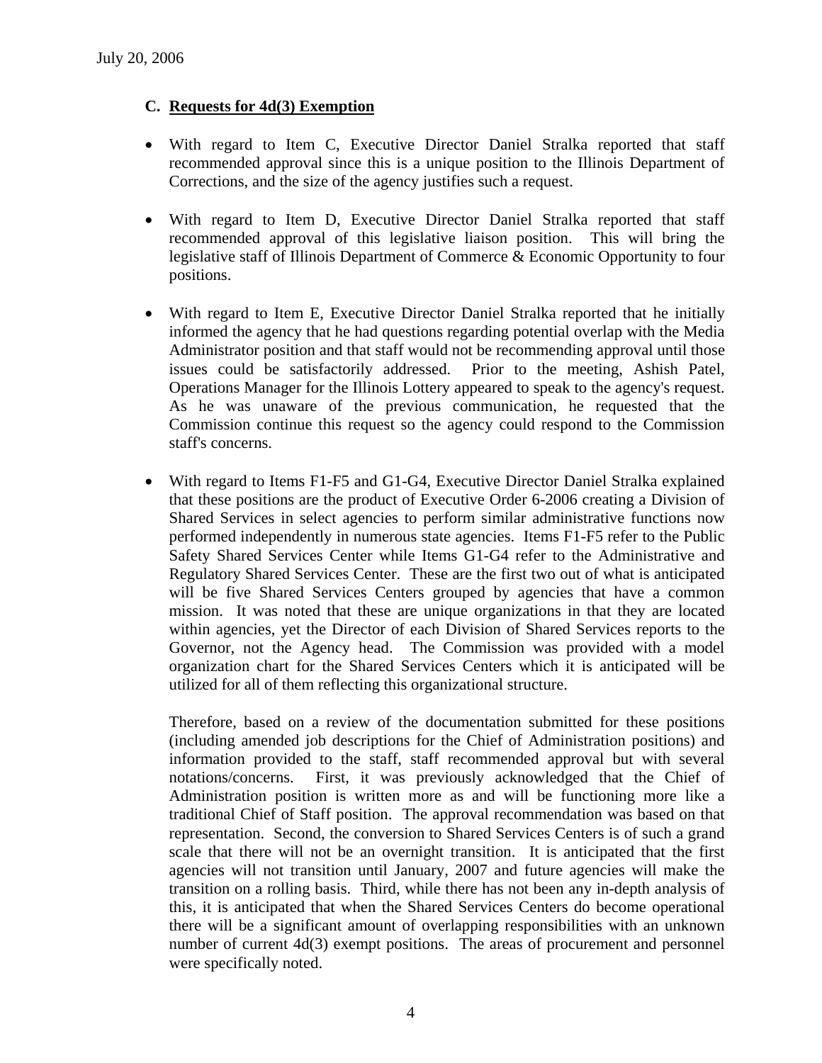### C. Requests for 4d(3) Exemption

- With regard to Item C, Executive Director Daniel Stralka reported that staff recommended approval since this is a unique position to the Illinois Department of Corrections, and the size of the agency justifies such a request.

- With regard to Item D, Executive Director Daniel Stralka reported that staff recommended approval of this legislative liaison position. This will bring the legislative staff of Illinois Department of Commerce & Economic Opportunity to four positions.

- With regard to Item E, Executive Director Daniel Stralka reported that he initially informed the agency that he had questions regarding potential overlap with the Media Administrator position and that staff would not be recommending approval until those issues could be satisfactorily addressed. Prior to the meeting, Ashish Patel, Operations Manager for the Illinois Lottery appeared to speak to the agency's request. As he was unaware of the previous communication, he requested that the Commission continue this request so the agency could respond to the Commission staff's concerns.

- With regard to Items F1-F5 and G1-G4, Executive Director Daniel Stralka explained that these positions are the product of Executive Order 6-2006 creating a Division of Shared Services in select agencies to perform similar administrative functions now performed independently in numerous state agencies. Items F1-F5 refer to the Public Safety Shared Services Center while Items G1-G4 refer to the Administrative and Regulatory Shared Services Center. These are the first two out of what is anticipated will be five Shared Services Centers grouped by agencies that have a common mission. It was noted that these are unique organizations in that they are located within agencies, yet the Director of each Division of Shared Services reports to the Governor, not the Agency head. The Commission was provided with a model organization chart for the Shared Services Centers which it is anticipated will be utilized for all of them reflecting this organizational structure.

  Therefore, based on a review of the documentation submitted for these positions (including amended job descriptions for the Chief of Administration positions) and information provided to the staff, staff recommended approval but with several notations/concerns. First, it was previously acknowledged that the Chief of Administration position is written more as and will be functioning more like a traditional Chief of Staff position. The approval recommendation was based on that representation. Second, the conversion to Shared Services Centers is of such a grand scale that there will not be an overnight transition. It is anticipated that the first agencies will not transition until January, 2007 and future agencies will make the transition on a rolling basis. Third, while there has not been any in-depth analysis of this, it is anticipated that when the Shared Services Centers do become operational there will be a significant amount of overlapping responsibilities with an unknown number of current 4d(3) exempt positions. The areas of procurement and personnel were specifically noted.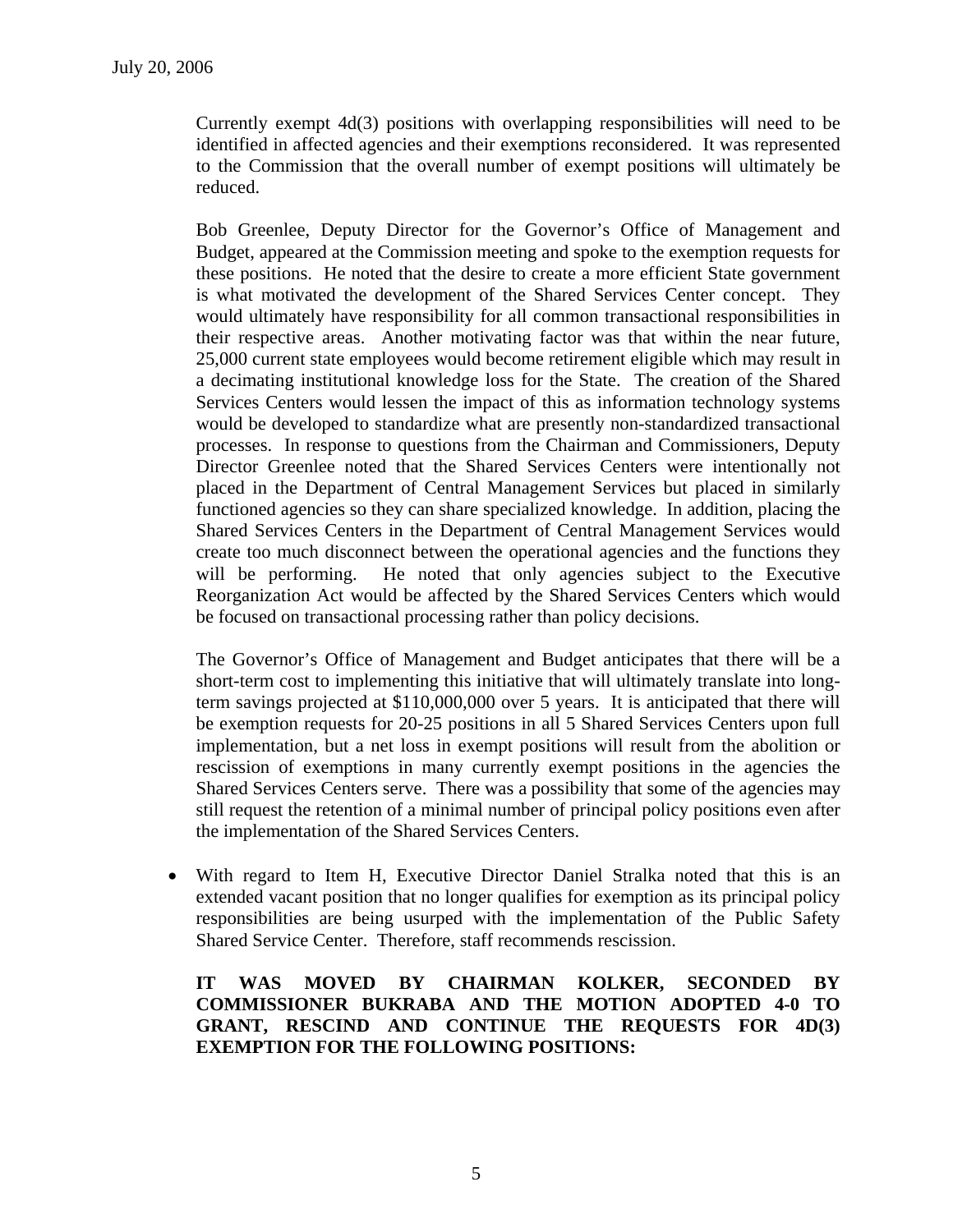Currently exempt 4d(3) positions with overlapping responsibilities will need to be identified in affected agencies and their exemptions reconsidered. It was represented to the Commission that the overall number of exempt positions will ultimately be reduced.

Bob Greenlee, Deputy Director for the Governor's Office of Management and Budget, appeared at the Commission meeting and spoke to the exemption requests for these positions. He noted that the desire to create a more efficient State government is what motivated the development of the Shared Services Center concept. They would ultimately have responsibility for all common transactional responsibilities in their respective areas. Another motivating factor was that within the near future, 25,000 current state employees would become retirement eligible which may result in a decimating institutional knowledge loss for the State. The creation of the Shared Services Centers would lessen the impact of this as information technology systems would be developed to standardize what are presently non-standardized transactional processes. In response to questions from the Chairman and Commissioners, Deputy Director Greenlee noted that the Shared Services Centers were intentionally not placed in the Department of Central Management Services but placed in similarly functioned agencies so they can share specialized knowledge. In addition, placing the Shared Services Centers in the Department of Central Management Services would create too much disconnect between the operational agencies and the functions they will be performing. He noted that only agencies subject to the Executive Reorganization Act would be affected by the Shared Services Centers which would be focused on transactional processing rather than policy decisions.

The Governor's Office of Management and Budget anticipates that there will be a short-term cost to implementing this initiative that will ultimately translate into long-term savings projected at $110,000,000 over 5 years. It is anticipated that there will be exemption requests for 20-25 positions in all 5 Shared Services Centers upon full implementation, but a net loss in exempt positions will result from the abolition or rescission of exemptions in many currently exempt positions in the agencies the Shared Services Centers serve. There was a possibility that some of the agencies may still request the retention of a minimal number of principal policy positions even after the implementation of the Shared Services Centers.

- With regard to Item H, Executive Director Daniel Stralka noted that this is an extended vacant position that no longer qualifies for exemption as its principal policy responsibilities are being usurped with the implementation of the Public Safety Shared Service Center. Therefore, staff recommends rescission.

**IT WAS MOVED BY CHAIRMAN KOLKER, SECONDED BY COMMISSIONER BUKRABA AND THE MOTION ADOPTED 4-0 TO GRANT, RESCIND AND CONTINUE THE REQUESTS FOR 4D(3) EXEMPTION FOR THE FOLLOWING POSITIONS:**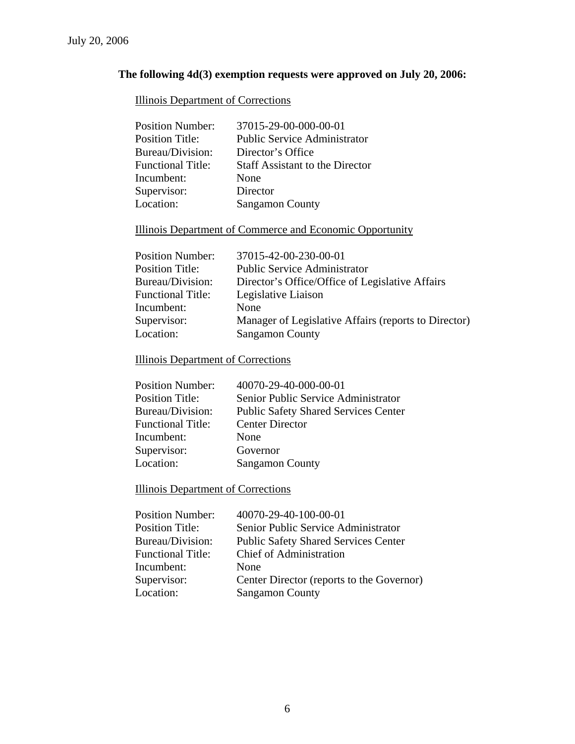July 20, 2006

**The following 4d(3) exemption requests were approved on July 20, 2006:**

Illinois Department of Corrections

| | |
|---|---|
| Position Number: | 37015-29-00-000-00-01 |
| Position Title: | Public Service Administrator |
| Bureau/Division: | Director's Office |
| Functional Title: | Staff Assistant to the Director |
| Incumbent: | None |
| Supervisor: | Director |
| Location: | Sangamon County |

Illinois Department of Commerce and Economic Opportunity

| | |
|---|---|
| Position Number: | 37015-42-00-230-00-01 |
| Position Title: | Public Service Administrator |
| Bureau/Division: | Director's Office/Office of Legislative Affairs |
| Functional Title: | Legislative Liaison |
| Incumbent: | None |
| Supervisor: | Manager of Legislative Affairs (reports to Director) |
| Location: | Sangamon County |

Illinois Department of Corrections

| | |
|---|---|
| Position Number: | 40070-29-40-000-00-01 |
| Position Title: | Senior Public Service Administrator |
| Bureau/Division: | Public Safety Shared Services Center |
| Functional Title: | Center Director |
| Incumbent: | None |
| Supervisor: | Governor |
| Location: | Sangamon County |

Illinois Department of Corrections

| | |
|---|---|
| Position Number: | 40070-29-40-100-00-01 |
| Position Title: | Senior Public Service Administrator |
| Bureau/Division: | Public Safety Shared Services Center |
| Functional Title: | Chief of Administration |
| Incumbent: | None |
| Supervisor: | Center Director (reports to the Governor) |
| Location: | Sangamon County |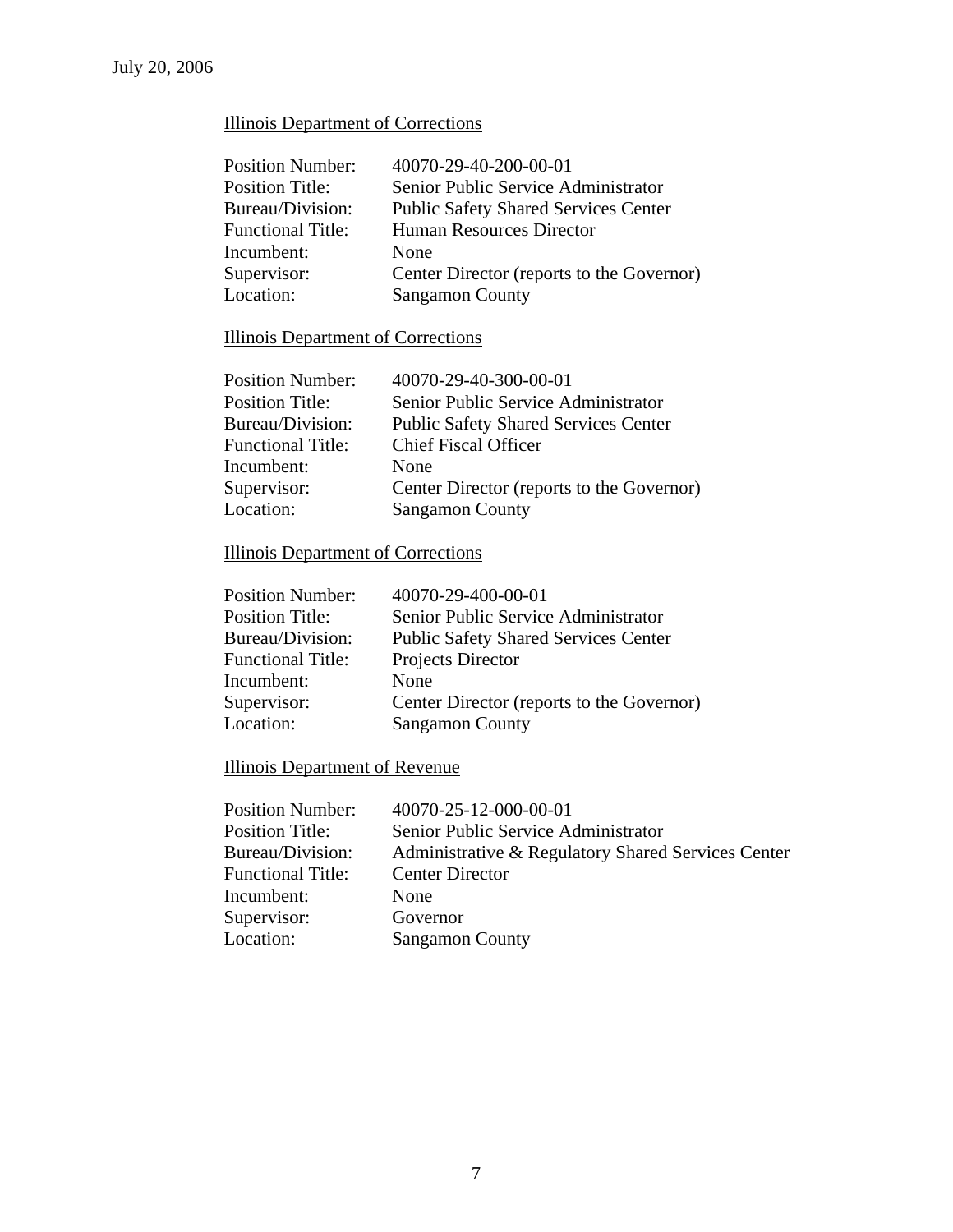July 20, 2006

Illinois Department of Corrections

| | |
|---|---|
| Position Number: | 40070-29-40-200-00-01 |
| Position Title: | Senior Public Service Administrator |
| Bureau/Division: | Public Safety Shared Services Center |
| Functional Title: | Human Resources Director |
| Incumbent: | None |
| Supervisor: | Center Director (reports to the Governor) |
| Location: | Sangamon County |

Illinois Department of Corrections

| | |
|---|---|
| Position Number: | 40070-29-40-300-00-01 |
| Position Title: | Senior Public Service Administrator |
| Bureau/Division: | Public Safety Shared Services Center |
| Functional Title: | Chief Fiscal Officer |
| Incumbent: | None |
| Supervisor: | Center Director (reports to the Governor) |
| Location: | Sangamon County |

Illinois Department of Corrections

| | |
|---|---|
| Position Number: | 40070-29-400-00-01 |
| Position Title: | Senior Public Service Administrator |
| Bureau/Division: | Public Safety Shared Services Center |
| Functional Title: | Projects Director |
| Incumbent: | None |
| Supervisor: | Center Director (reports to the Governor) |
| Location: | Sangamon County |

Illinois Department of Revenue

| | |
|---|---|
| Position Number: | 40070-25-12-000-00-01 |
| Position Title: | Senior Public Service Administrator |
| Bureau/Division: | Administrative & Regulatory Shared Services Center |
| Functional Title: | Center Director |
| Incumbent: | None |
| Supervisor: | Governor |
| Location: | Sangamon County |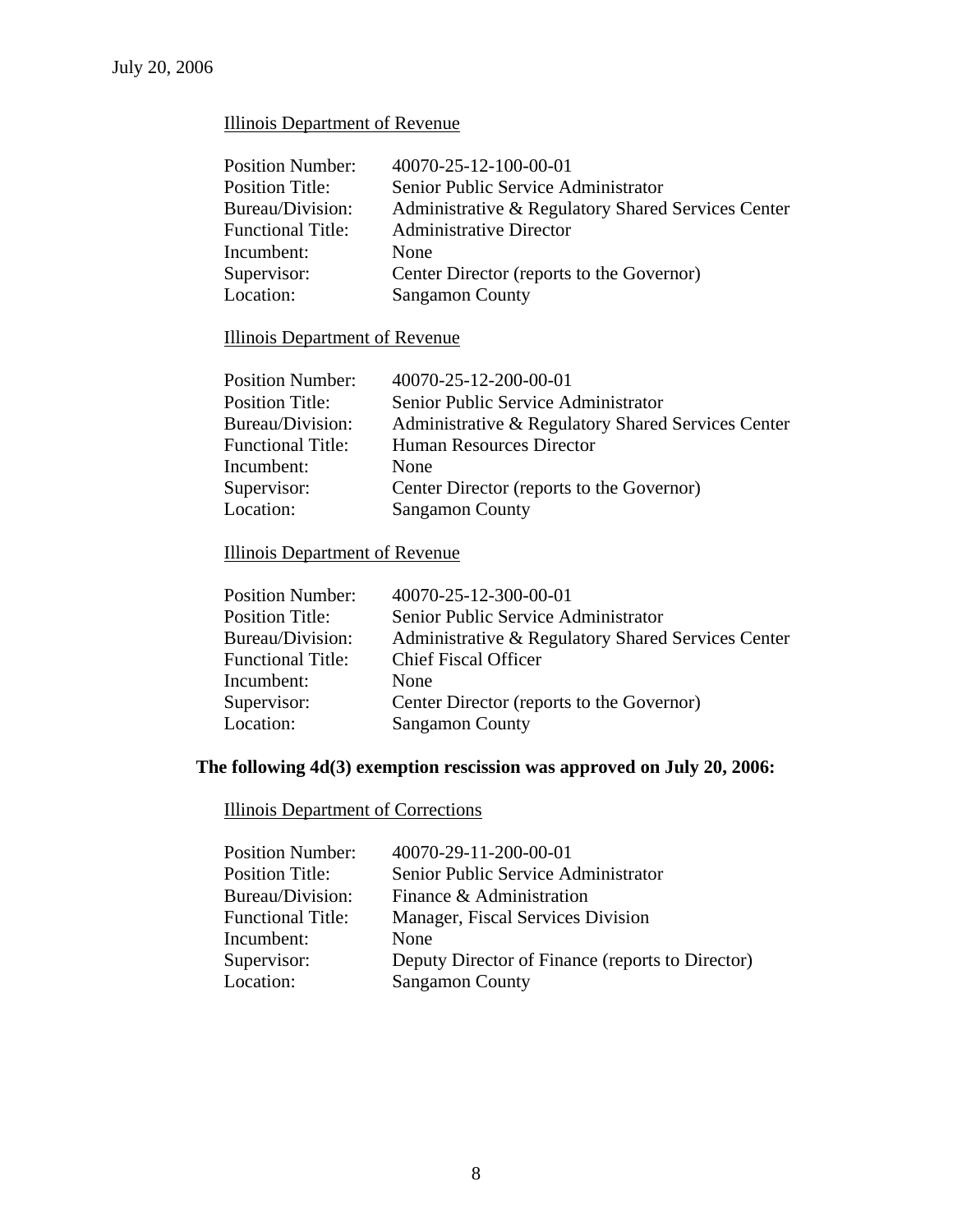July 20, 2006

Illinois Department of Revenue

| | |
|---|---|
| Position Number: | 40070-25-12-100-00-01 |
| Position Title: | Senior Public Service Administrator |
| Bureau/Division: | Administrative & Regulatory Shared Services Center |
| Functional Title: | Administrative Director |
| Incumbent: | None |
| Supervisor: | Center Director (reports to the Governor) |
| Location: | Sangamon County |

Illinois Department of Revenue

| | |
|---|---|
| Position Number: | 40070-25-12-200-00-01 |
| Position Title: | Senior Public Service Administrator |
| Bureau/Division: | Administrative & Regulatory Shared Services Center |
| Functional Title: | Human Resources Director |
| Incumbent: | None |
| Supervisor: | Center Director (reports to the Governor) |
| Location: | Sangamon County |

Illinois Department of Revenue

| | |
|---|---|
| Position Number: | 40070-25-12-300-00-01 |
| Position Title: | Senior Public Service Administrator |
| Bureau/Division: | Administrative & Regulatory Shared Services Center |
| Functional Title: | Chief Fiscal Officer |
| Incumbent: | None |
| Supervisor: | Center Director (reports to the Governor) |
| Location: | Sangamon County |

**The following 4d(3) exemption rescission was approved on July 20, 2006:**

Illinois Department of Corrections

| | |
|---|---|
| Position Number: | 40070-29-11-200-00-01 |
| Position Title: | Senior Public Service Administrator |
| Bureau/Division: | Finance & Administration |
| Functional Title: | Manager, Fiscal Services Division |
| Incumbent: | None |
| Supervisor: | Deputy Director of Finance (reports to Director) |
| Location: | Sangamon County |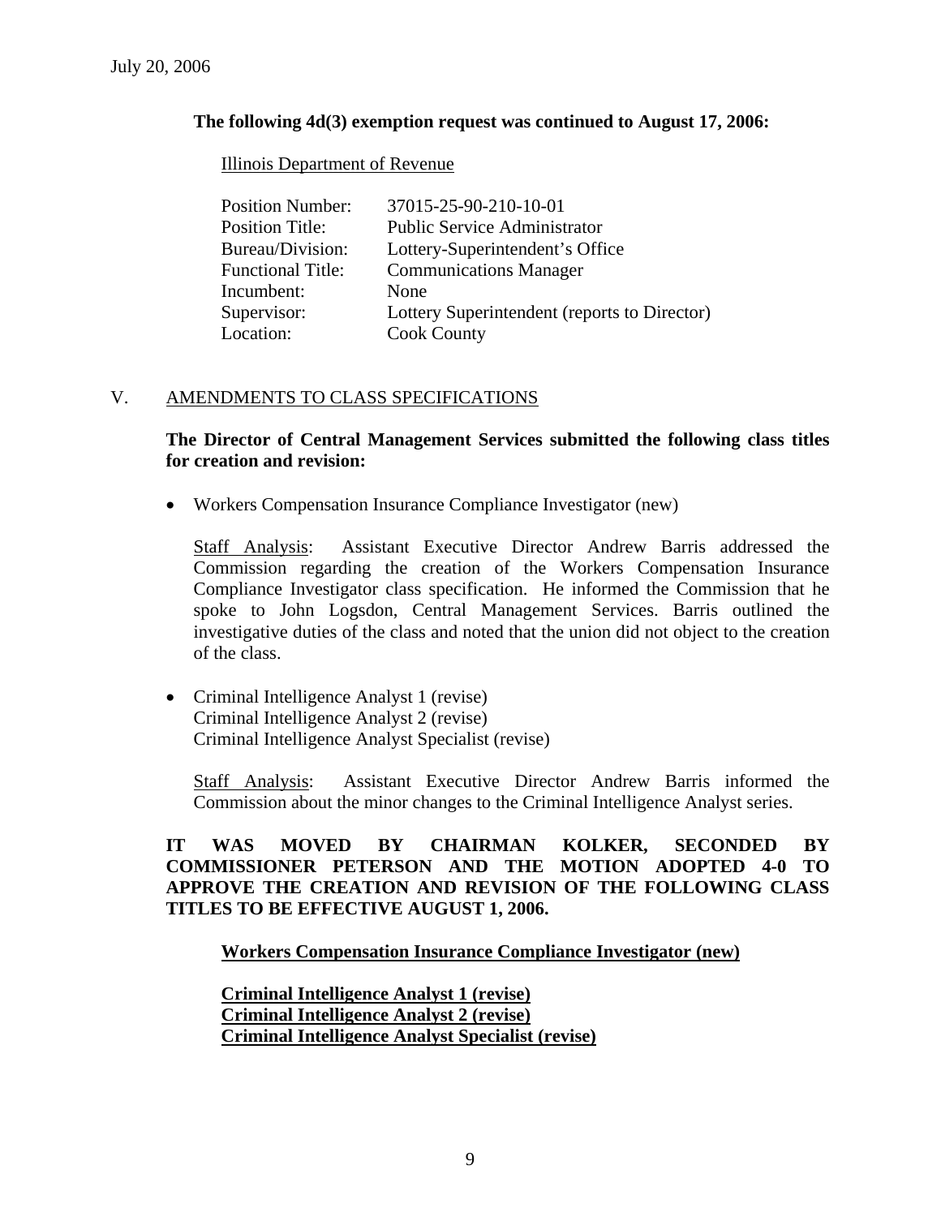July 20, 2006

**The following 4d(3) exemption request was continued to August 17, 2006:**

Illinois Department of Revenue

| | |
|---|---|
| Position Number: | 37015-25-90-210-10-01 |
| Position Title: | Public Service Administrator |
| Bureau/Division: | Lottery-Superintendent's Office |
| Functional Title: | Communications Manager |
| Incumbent: | None |
| Supervisor: | Lottery Superintendent (reports to Director) |
| Location: | Cook County |

## V. AMENDMENTS TO CLASS SPECIFICATIONS

**The Director of Central Management Services submitted the following class titles for creation and revision:**

- Workers Compensation Insurance Compliance Investigator (new)

  Staff Analysis: Assistant Executive Director Andrew Barris addressed the Commission regarding the creation of the Workers Compensation Insurance Compliance Investigator class specification. He informed the Commission that he spoke to John Logsdon, Central Management Services. Barris outlined the investigative duties of the class and noted that the union did not object to the creation of the class.

- Criminal Intelligence Analyst 1 (revise)
  Criminal Intelligence Analyst 2 (revise)
  Criminal Intelligence Analyst Specialist (revise)

  Staff Analysis: Assistant Executive Director Andrew Barris informed the Commission about the minor changes to the Criminal Intelligence Analyst series.

**IT WAS MOVED BY CHAIRMAN KOLKER, SECONDED BY COMMISSIONER PETERSON AND THE MOTION ADOPTED 4-0 TO APPROVE THE CREATION AND REVISION OF THE FOLLOWING CLASS TITLES TO BE EFFECTIVE AUGUST 1, 2006.**

**Workers Compensation Insurance Compliance Investigator (new)**

**Criminal Intelligence Analyst 1 (revise)**
**Criminal Intelligence Analyst 2 (revise)**
**Criminal Intelligence Analyst Specialist (revise)**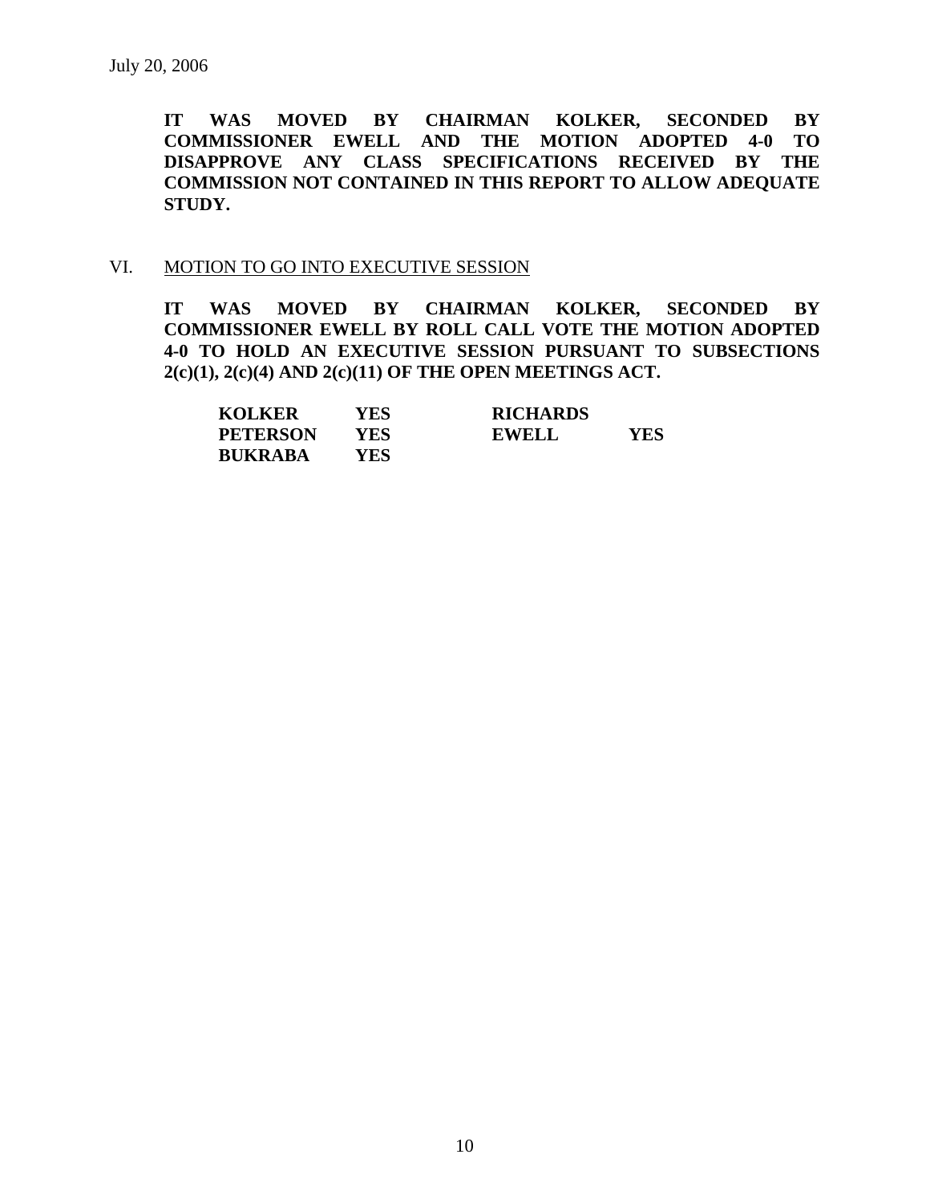July 20, 2006

**IT WAS MOVED BY CHAIRMAN KOLKER, SECONDED BY COMMISSIONER EWELL AND THE MOTION ADOPTED 4-0 TO DISAPPROVE ANY CLASS SPECIFICATIONS RECEIVED BY THE COMMISSION NOT CONTAINED IN THIS REPORT TO ALLOW ADEQUATE STUDY.**

VI. MOTION TO GO INTO EXECUTIVE SESSION

**IT WAS MOVED BY CHAIRMAN KOLKER, SECONDED BY COMMISSIONER EWELL BY ROLL CALL VOTE THE MOTION ADOPTED 4-0 TO HOLD AN EXECUTIVE SESSION PURSUANT TO SUBSECTIONS 2(c)(1), 2(c)(4) AND 2(c)(11) OF THE OPEN MEETINGS ACT.**

| | | | |
|---|---|---|---|
| **KOLKER** | **YES** | **RICHARDS** | |
| **PETERSON** | **YES** | **EWELL** | **YES** |
| **BUKRABA** | **YES** | | |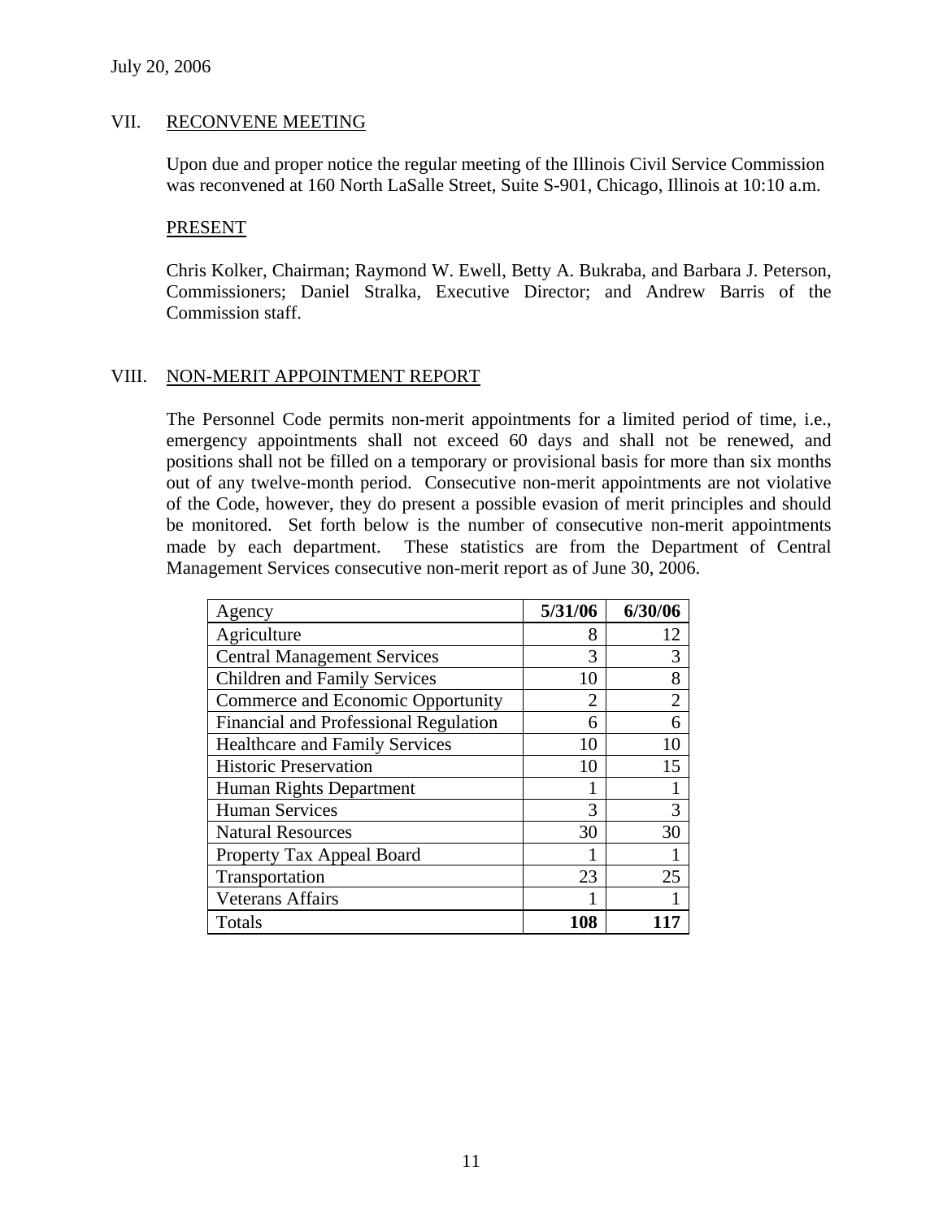July 20, 2006

## VII. RECONVENE MEETING

Upon due and proper notice the regular meeting of the Illinois Civil Service Commission was reconvened at 160 North LaSalle Street, Suite S-901, Chicago, Illinois at 10:10 a.m.

### PRESENT

Chris Kolker, Chairman; Raymond W. Ewell, Betty A. Bukraba, and Barbara J. Peterson, Commissioners; Daniel Stralka, Executive Director; and Andrew Barris of the Commission staff.

## VIII. NON-MERIT APPOINTMENT REPORT

The Personnel Code permits non-merit appointments for a limited period of time, i.e., emergency appointments shall not exceed 60 days and shall not be renewed, and positions shall not be filled on a temporary or provisional basis for more than six months out of any twelve-month period. Consecutive non-merit appointments are not violative of the Code, however, they do present a possible evasion of merit principles and should be monitored. Set forth below is the number of consecutive non-merit appointments made by each department. These statistics are from the Department of Central Management Services consecutive non-merit report as of June 30, 2006.

| Agency | **5/31/06** | **6/30/06** |
|---|---|---|
| Agriculture | 8 | 12 |
| Central Management Services | 3 | 3 |
| Children and Family Services | 10 | 8 |
| Commerce and Economic Opportunity | 2 | 2 |
| Financial and Professional Regulation | 6 | 6 |
| Healthcare and Family Services | 10 | 10 |
| Historic Preservation | 10 | 15 |
| Human Rights Department | 1 | 1 |
| Human Services | 3 | 3 |
| Natural Resources | 30 | 30 |
| Property Tax Appeal Board | 1 | 1 |
| Transportation | 23 | 25 |
| Veterans Affairs | 1 | 1 |
| Totals | **108** | **117** |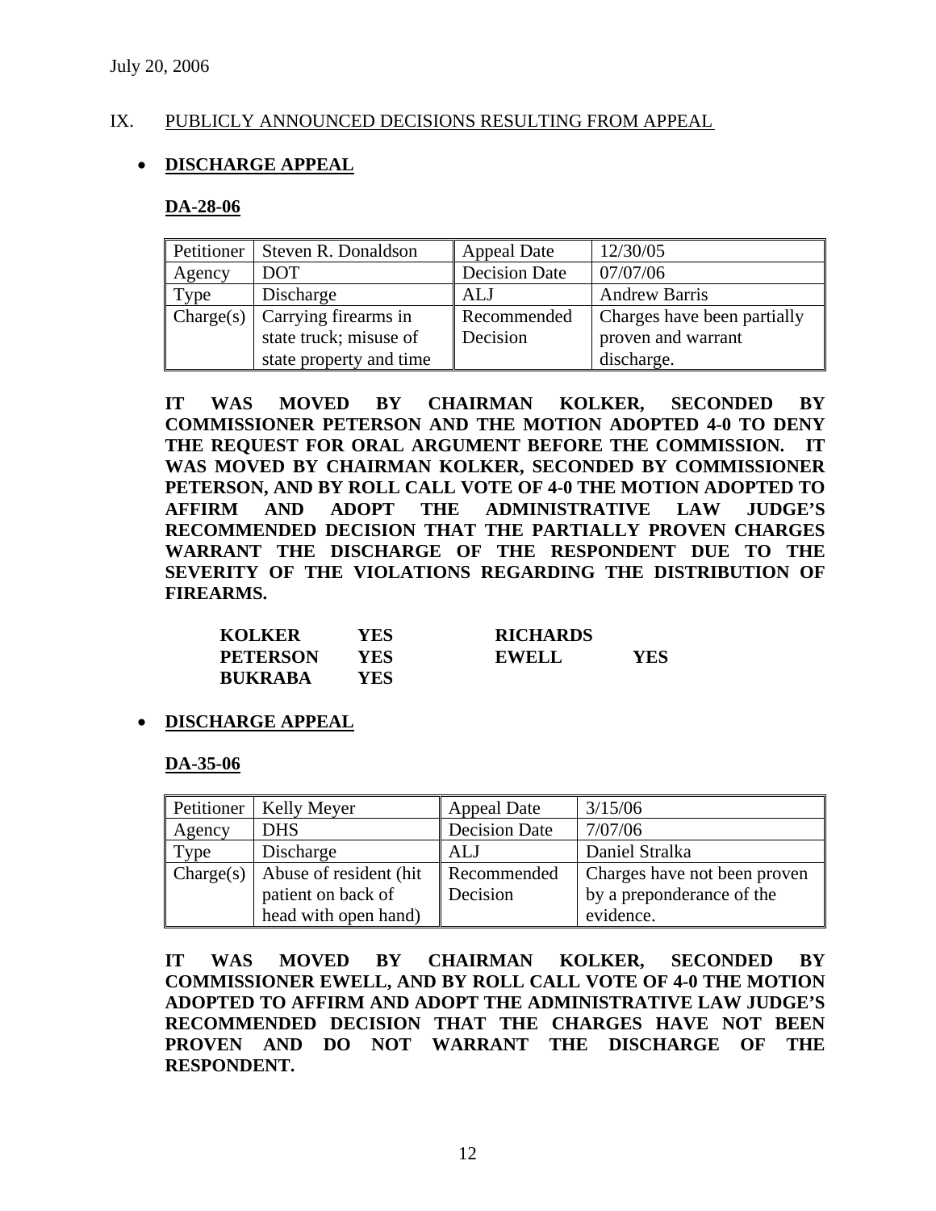July 20, 2006

## IX. PUBLICLY ANNOUNCED DECISIONS RESULTING FROM APPEAL

- **DISCHARGE APPEAL**

### DA-28-06

| Petitioner | Steven R. Donaldson | Appeal Date | 12/30/05 |
|---|---|---|---|
| Agency | DOT | Decision Date | 07/07/06 |
| Type | Discharge | ALJ | Andrew Barris |
| Charge(s) | Carrying firearms in state truck; misuse of state property and time | Recommended Decision | Charges have been partially proven and warrant discharge. |

**IT WAS MOVED BY CHAIRMAN KOLKER, SECONDED BY COMMISSIONER PETERSON AND THE MOTION ADOPTED 4-0 TO DENY THE REQUEST FOR ORAL ARGUMENT BEFORE THE COMMISSION. IT WAS MOVED BY CHAIRMAN KOLKER, SECONDED BY COMMISSIONER PETERSON, AND BY ROLL CALL VOTE OF 4-0 THE MOTION ADOPTED TO AFFIRM AND ADOPT THE ADMINISTRATIVE LAW JUDGE'S RECOMMENDED DECISION THAT THE PARTIALLY PROVEN CHARGES WARRANT THE DISCHARGE OF THE RESPONDENT DUE TO THE SEVERITY OF THE VIOLATIONS REGARDING THE DISTRIBUTION OF FIREARMS.**

| | | | |
|---|---|---|---|
| **KOLKER** | **YES** | **RICHARDS** | |
| **PETERSON** | **YES** | **EWELL** | **YES** |
| **BUKRABA** | **YES** | | |

- **DISCHARGE APPEAL**

### DA-35-06

| Petitioner | Kelly Meyer | Appeal Date | 3/15/06 |
|---|---|---|---|
| Agency | DHS | Decision Date | 7/07/06 |
| Type | Discharge | ALJ | Daniel Stralka |
| Charge(s) | Abuse of resident (hit patient on back of head with open hand) | Recommended Decision | Charges have not been proven by a preponderance of the evidence. |

**IT WAS MOVED BY CHAIRMAN KOLKER, SECONDED BY COMMISSIONER EWELL, AND BY ROLL CALL VOTE OF 4-0 THE MOTION ADOPTED TO AFFIRM AND ADOPT THE ADMINISTRATIVE LAW JUDGE'S RECOMMENDED DECISION THAT THE CHARGES HAVE NOT BEEN PROVEN AND DO NOT WARRANT THE DISCHARGE OF THE RESPONDENT.**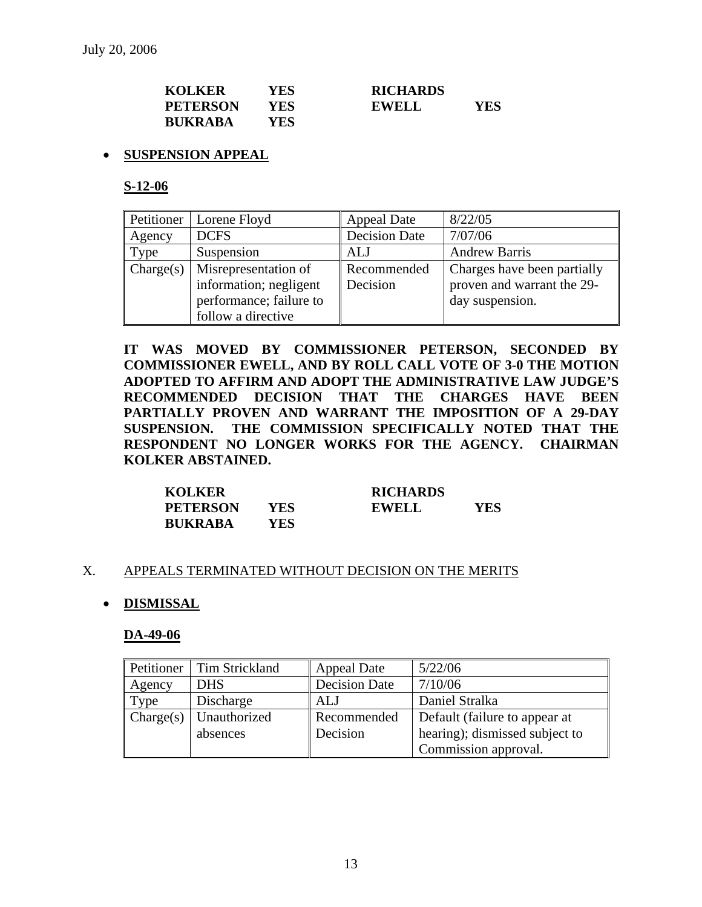| | | | |
|---|---|---|---|
| **KOLKER** | **YES** | **RICHARDS** | |
| **PETERSON** | **YES** | **EWELL** | **YES** |
| **BUKRABA** | **YES** | | |

- **SUSPENSION APPEAL**

**S-12-06**

| Petitioner | Lorene Floyd | Appeal Date | 8/22/05 |
|---|---|---|---|
| Agency | DCFS | Decision Date | 7/07/06 |
| Type | Suspension | ALJ | Andrew Barris |
| Charge(s) | Misrepresentation of information; negligent performance; failure to follow a directive | Recommended Decision | Charges have been partially proven and warrant the 29-day suspension. |

**IT WAS MOVED BY COMMISSIONER PETERSON, SECONDED BY COMMISSIONER EWELL, AND BY ROLL CALL VOTE OF 3-0 THE MOTION ADOPTED TO AFFIRM AND ADOPT THE ADMINISTRATIVE LAW JUDGE'S RECOMMENDED DECISION THAT THE CHARGES HAVE BEEN PARTIALLY PROVEN AND WARRANT THE IMPOSITION OF A 29-DAY SUSPENSION. THE COMMISSION SPECIFICALLY NOTED THAT THE RESPONDENT NO LONGER WORKS FOR THE AGENCY. CHAIRMAN KOLKER ABSTAINED.**

| | | | |
|---|---|---|---|
| **KOLKER** | | **RICHARDS** | |
| **PETERSON** | **YES** | **EWELL** | **YES** |
| **BUKRABA** | **YES** | | |

## X. APPEALS TERMINATED WITHOUT DECISION ON THE MERITS

- **DISMISSAL**

**DA-49-06**

| Petitioner | Tim Strickland | Appeal Date | 5/22/06 |
|---|---|---|---|
| Agency | DHS | Decision Date | 7/10/06 |
| Type | Discharge | ALJ | Daniel Stralka |
| Charge(s) | Unauthorized absences | Recommended Decision | Default (failure to appear at hearing); dismissed subject to Commission approval. |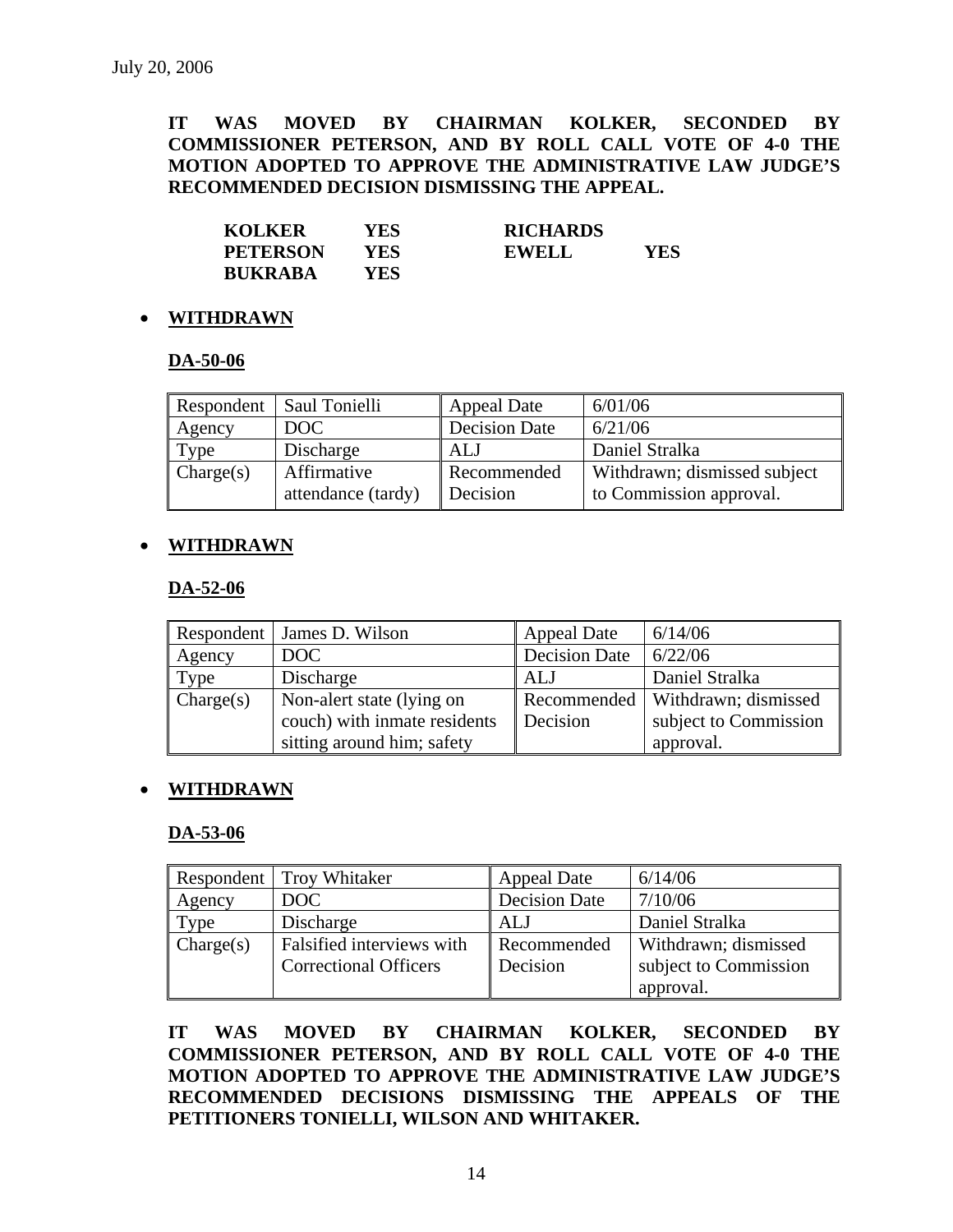July 20, 2006

**IT WAS MOVED BY CHAIRMAN KOLKER, SECONDED BY COMMISSIONER PETERSON, AND BY ROLL CALL VOTE OF 4-0 THE MOTION ADOPTED TO APPROVE THE ADMINISTRATIVE LAW JUDGE'S RECOMMENDED DECISION DISMISSING THE APPEAL.**

| | | | |
|---|---|---|---|
| **KOLKER** | **YES** | **RICHARDS** | |
| **PETERSON** | **YES** | **EWELL** | **YES** |
| **BUKRABA** | **YES** | | |

- **WITHDRAWN**

**DA-50-06**

| Respondent | Saul Tonielli | Appeal Date | 6/01/06 |
|---|---|---|---|
| Agency | DOC | Decision Date | 6/21/06 |
| Type | Discharge | ALJ | Daniel Stralka |
| Charge(s) | Affirmative attendance (tardy) | Recommended Decision | Withdrawn; dismissed subject to Commission approval. |

- **WITHDRAWN**

**DA-52-06**

| Respondent | James D. Wilson | Appeal Date | 6/14/06 |
|---|---|---|---|
| Agency | DOC | Decision Date | 6/22/06 |
| Type | Discharge | ALJ | Daniel Stralka |
| Charge(s) | Non-alert state (lying on couch) with inmate residents sitting around him; safety | Recommended Decision | Withdrawn; dismissed subject to Commission approval. |

- **WITHDRAWN**

**DA-53-06**

| Respondent | Troy Whitaker | Appeal Date | 6/14/06 |
|---|---|---|---|
| Agency | DOC | Decision Date | 7/10/06 |
| Type | Discharge | ALJ | Daniel Stralka |
| Charge(s) | Falsified interviews with Correctional Officers | Recommended Decision | Withdrawn; dismissed subject to Commission approval. |

**IT WAS MOVED BY CHAIRMAN KOLKER, SECONDED BY COMMISSIONER PETERSON, AND BY ROLL CALL VOTE OF 4-0 THE MOTION ADOPTED TO APPROVE THE ADMINISTRATIVE LAW JUDGE'S RECOMMENDED DECISIONS DISMISSING THE APPEALS OF THE PETITIONERS TONIELLI, WILSON AND WHITAKER.**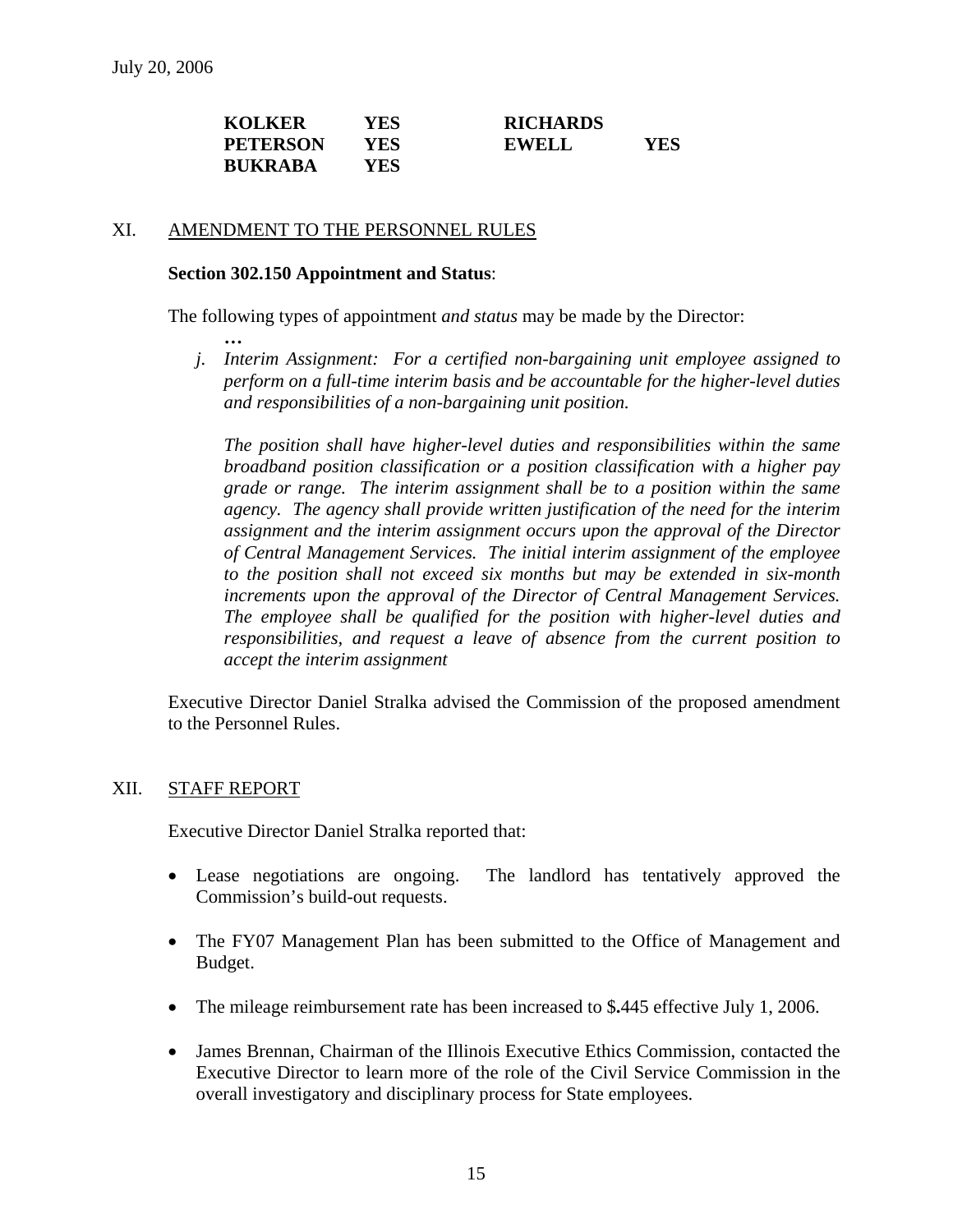July 20, 2006

| | | | |
|---|---|---|---|
| **KOLKER** | **YES** | **RICHARDS** | |
| **PETERSON** | **YES** | **EWELL** | **YES** |
| **BUKRABA** | **YES** | | |

## XI. AMENDMENT TO THE PERSONNEL RULES

**Section 302.150 Appointment and Status**:

The following types of appointment *and status* may be made by the Director:

**…**

*j. Interim Assignment: For a certified non-bargaining unit employee assigned to perform on a full-time interim basis and be accountable for the higher-level duties and responsibilities of a non-bargaining unit position.*

*The position shall have higher-level duties and responsibilities within the same broadband position classification or a position classification with a higher pay grade or range. The interim assignment shall be to a position within the same agency. The agency shall provide written justification of the need for the interim assignment and the interim assignment occurs upon the approval of the Director of Central Management Services. The initial interim assignment of the employee to the position shall not exceed six months but may be extended in six-month increments upon the approval of the Director of Central Management Services. The employee shall be qualified for the position with higher-level duties and responsibilities, and request a leave of absence from the current position to accept the interim assignment*

Executive Director Daniel Stralka advised the Commission of the proposed amendment to the Personnel Rules.

## XII. STAFF REPORT

Executive Director Daniel Stralka reported that:

- Lease negotiations are ongoing. The landlord has tentatively approved the Commission's build-out requests.
- The FY07 Management Plan has been submitted to the Office of Management and Budget.
- The mileage reimbursement rate has been increased to $.445 effective July 1, 2006.
- James Brennan, Chairman of the Illinois Executive Ethics Commission, contacted the Executive Director to learn more of the role of the Civil Service Commission in the overall investigatory and disciplinary process for State employees.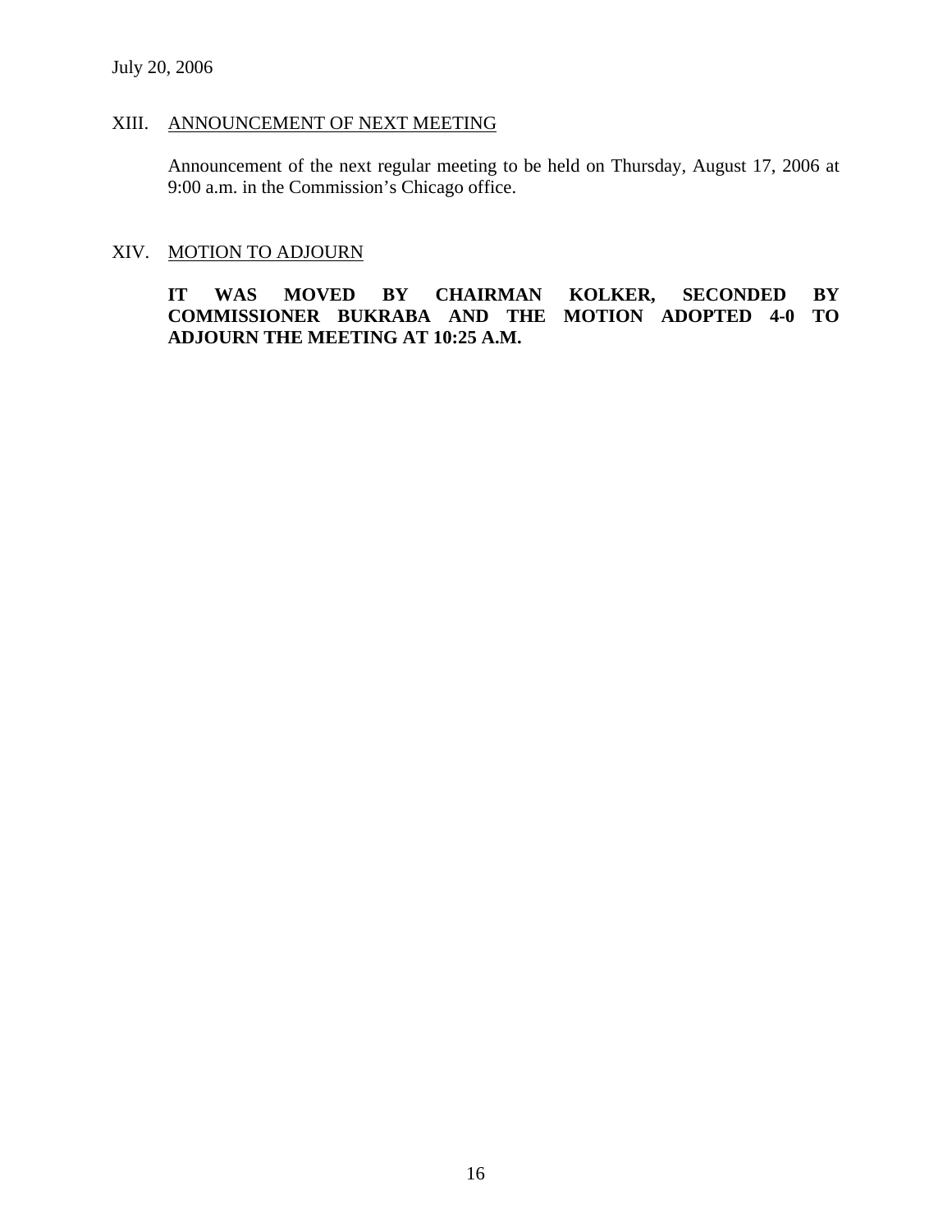July 20, 2006

## XIII. ANNOUNCEMENT OF NEXT MEETING

Announcement of the next regular meeting to be held on Thursday, August 17, 2006 at 9:00 a.m. in the Commission's Chicago office.

## XIV. MOTION TO ADJOURN

**IT WAS MOVED BY CHAIRMAN KOLKER, SECONDED BY COMMISSIONER BUKRABA AND THE MOTION ADOPTED 4-0 TO ADJOURN THE MEETING AT 10:25 A.M.**